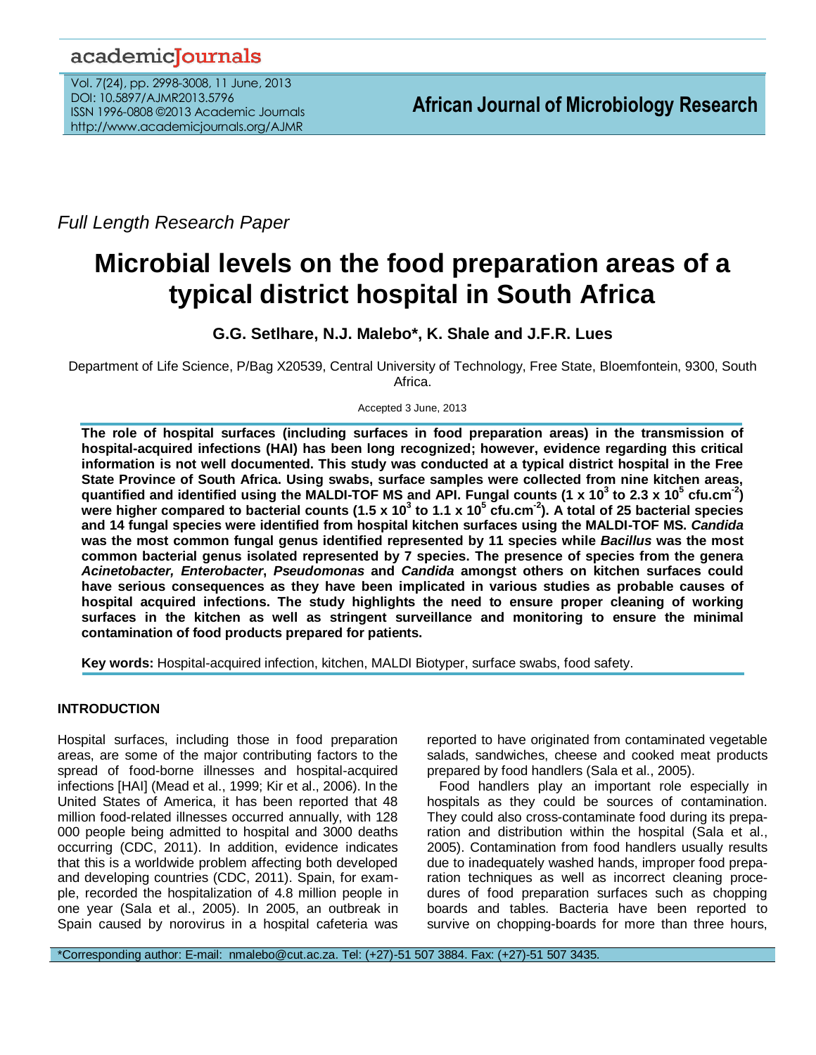*Full Length Research Paper*

# Microbial levels on the food preparation areas of a typical district hospital in South Africa

**G.G. Setlhare, N.J. Malebo\*, K. Shale and J.F.R. Lues**

Department of Life Science, P/Bag X20539, Central University of Technology, Free State, Bloemfontein, 9300, South Africa.

Accepted 3 June, 2013

**The role of hospital surfaces (including surfaces in food preparation areas) in the transmission of hospital-acquired infections (HAI) has been long recognized; however, evidence regarding this critical information is not well documented. This study was conducted at a typical district hospital in the Free State Province of South Africa. Using swabs, surface samples were collected from nine kitchen areas, quantified and identified using the MALDI-TOF MS and API. Fungal counts ($1 \times 10^3$ to $2.3 \times 10^5$ cfu.cm$^{-2}$) were higher compared to bacterial counts ($1.5 \times 10^3$ to $1.1 \times 10^5$ cfu.cm$^{-2}$). A total of 25 bacterial species and 14 fungal species were identified from hospital kitchen surfaces using the MALDI-TOF MS. *Candida* was the most common fungal genus identified represented by 11 species while *Bacillus* was the most common bacterial genus isolated represented by 7 species. The presence of species from the genera *Acinetobacter, Enterobacter*, *Pseudomonas* and *Candida* amongst others on kitchen surfaces could have serious consequences as they have been implicated in various studies as probable causes of hospital acquired infections. The study highlights the need to ensure proper cleaning of working surfaces in the kitchen as well as stringent surveillance and monitoring to ensure the minimal contamination of food products prepared for patients.**

**Key words:** Hospital-acquired infection, kitchen, MALDI Biotyper, surface swabs, food safety.

## INTRODUCTION

Hospital surfaces, including those in food preparation areas, are some of the major contributing factors to the spread of food-borne illnesses and hospital-acquired infections [HAI] (Mead et al., 1999; Kir et al., 2006). In the United States of America, it has been reported that 48 million food-related illnesses occurred annually, with 128 000 people being admitted to hospital and 3000 deaths occurring (CDC, 2011). In addition, evidence indicates that this is a worldwide problem affecting both developed and developing countries (CDC, 2011). Spain, for example, recorded the hospitalization of 4.8 million people in one year (Sala et al., 2005). In 2005, an outbreak in Spain caused by norovirus in a hospital cafeteria was reported to have originated from contaminated vegetable salads, sandwiches, cheese and cooked meat products prepared by food handlers (Sala et al., 2005).

Food handlers play an important role especially in hospitals as they could be sources of contamination. They could also cross-contaminate food during its preparation and distribution within the hospital (Sala et al., 2005). Contamination from food handlers usually results due to inadequately washed hands, improper food preparation techniques as well as incorrect cleaning procedures of food preparation surfaces such as chopping boards and tables. Bacteria have been reported to survive on chopping-boards for more than three hours,

\*Corresponding author: E-mail: nmalebo@cut.ac.za. Tel: (+27)-51 507 3884. Fax: (+27)-51 507 3435.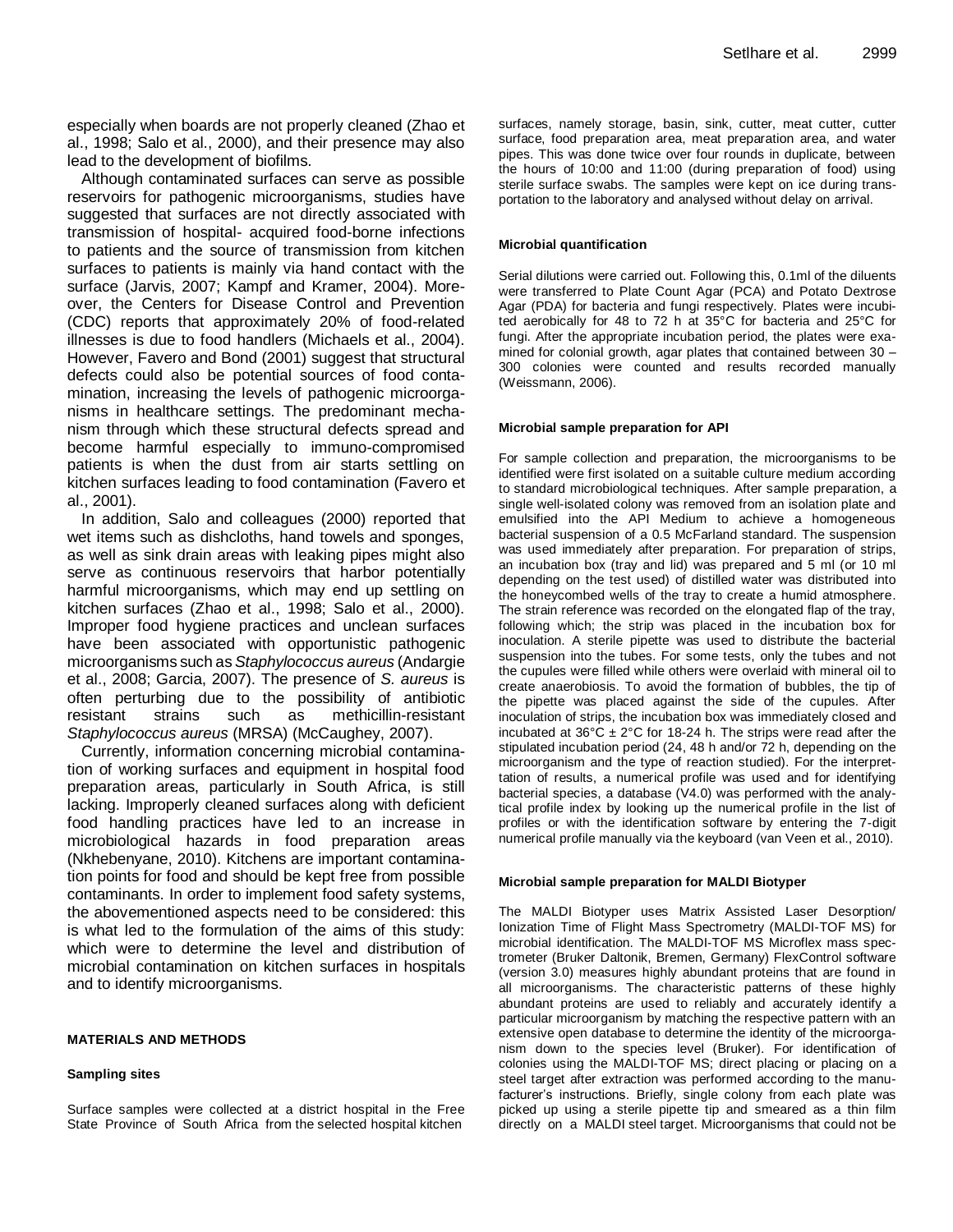especially when boards are not properly cleaned (Zhao et al., 1998; Salo et al., 2000), and their presence may also lead to the development of biofilms.

Although contaminated surfaces can serve as possible reservoirs for pathogenic microorganisms, studies have suggested that surfaces are not directly associated with transmission of hospital- acquired food-borne infections to patients and the source of transmission from kitchen surfaces to patients is mainly via hand contact with the surface (Jarvis, 2007; Kampf and Kramer, 2004). Moreover, the Centers for Disease Control and Prevention (CDC) reports that approximately 20% of food-related illnesses is due to food handlers (Michaels et al., 2004). However, Favero and Bond (2001) suggest that structural defects could also be potential sources of food contamination, increasing the levels of pathogenic microorganisms in healthcare settings. The predominant mechanism through which these structural defects spread and become harmful especially to immuno-compromised patients is when the dust from air starts settling on kitchen surfaces leading to food contamination (Favero et al., 2001).

In addition, Salo and colleagues (2000) reported that wet items such as dishcloths, hand towels and sponges, as well as sink drain areas with leaking pipes might also serve as continuous reservoirs that harbor potentially harmful microorganisms, which may end up settling on kitchen surfaces (Zhao et al., 1998; Salo et al., 2000). Improper food hygiene practices and unclean surfaces have been associated with opportunistic pathogenic microorganisms such as *Staphylococcus aureus* (Andargie et al., 2008; Garcia, 2007). The presence of *S. aureus* is often perturbing due to the possibility of antibiotic resistant strains such as methicillin-resistant *Staphylococcus aureus* (MRSA) (McCaughey, 2007).

Currently, information concerning microbial contamination of working surfaces and equipment in hospital food preparation areas, particularly in South Africa, is still lacking. Improperly cleaned surfaces along with deficient food handling practices have led to an increase in microbiological hazards in food preparation areas (Nkhebenyane, 2010). Kitchens are important contamination points for food and should be kept free from possible contaminants. In order to implement food safety systems, the abovementioned aspects need to be considered: this is what led to the formulation of the aims of this study: which were to determine the level and distribution of microbial contamination on kitchen surfaces in hospitals and to identify microorganisms.

## MATERIALS AND METHODS

### Sampling sites

Surface samples were collected at a district hospital in the Free State Province of South Africa from the selected hospital kitchen surfaces, namely storage, basin, sink, cutter, meat cutter, cutter surface, food preparation area, meat preparation area, and water pipes. This was done twice over four rounds in duplicate, between the hours of 10:00 and 11:00 (during preparation of food) using sterile surface swabs. The samples were kept on ice during transportation to the laboratory and analysed without delay on arrival.

### Microbial quantification

Serial dilutions were carried out. Following this, 0.1ml of the diluents were transferred to Plate Count Agar (PCA) and Potato Dextrose Agar (PDA) for bacteria and fungi respectively. Plates were incubited aerobically for 48 to 72 h at 35°C for bacteria and 25°C for fungi. After the appropriate incubation period, the plates were examined for colonial growth, agar plates that contained between 30 – 300 colonies were counted and results recorded manually (Weissmann, 2006).

### Microbial sample preparation for API

For sample collection and preparation, the microorganisms to be identified were first isolated on a suitable culture medium according to standard microbiological techniques. After sample preparation, a single well-isolated colony was removed from an isolation plate and emulsified into the API Medium to achieve a homogeneous bacterial suspension of a 0.5 McFarland standard. The suspension was used immediately after preparation. For preparation of strips, an incubation box (tray and lid) was prepared and 5 ml (or 10 ml depending on the test used) of distilled water was distributed into the honeycombed wells of the tray to create a humid atmosphere. The strain reference was recorded on the elongated flap of the tray, following which; the strip was placed in the incubation box for inoculation. A sterile pipette was used to distribute the bacterial suspension into the tubes. For some tests, only the tubes and not the cupules were filled while others were overlaid with mineral oil to create anaerobiosis. To avoid the formation of bubbles, the tip of the pipette was placed against the side of the cupules. After inoculation of strips, the incubation box was immediately closed and incubated at 36°C ± 2°C for 18-24 h. The strips were read after the stipulated incubation period (24, 48 h and/or 72 h, depending on the microorganism and the type of reaction studied). For the interpretation of results, a numerical profile was used and for identifying bacterial species, a database (V4.0) was performed with the analytical profile index by looking up the numerical profile in the list of profiles or with the identification software by entering the 7-digit numerical profile manually via the keyboard (van Veen et al., 2010).

### Microbial sample preparation for MALDI Biotyper

The MALDI Biotyper uses Matrix Assisted Laser Desorption/ Ionization Time of Flight Mass Spectrometry (MALDI-TOF MS) for microbial identification. The MALDI-TOF MS Microflex mass spectrometer (Bruker Daltonik, Bremen, Germany) FlexControl software (version 3.0) measures highly abundant proteins that are found in all microorganisms. The characteristic patterns of these highly abundant proteins are used to reliably and accurately identify a particular microorganism by matching the respective pattern with an extensive open database to determine the identity of the microorganism down to the species level (Bruker). For identification of colonies using the MALDI-TOF MS; direct placing or placing on a steel target after extraction was performed according to the manufacturer's instructions. Briefly, single colony from each plate was picked up using a sterile pipette tip and smeared as a thin film directly on a MALDI steel target. Microorganisms that could not be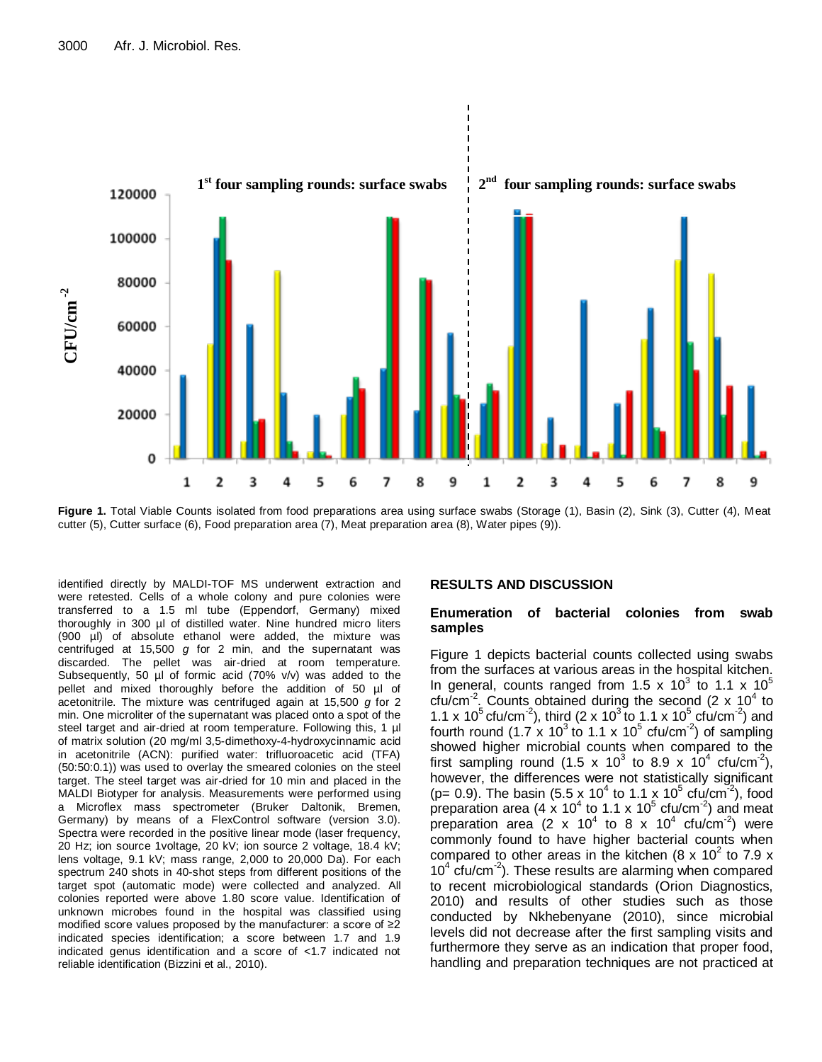**Figure 1.** Total Viable Counts isolated from food preparations area using surface swabs (Storage (1), Basin (2), Sink (3), Cutter (4), Meat cutter (5), Cutter surface (6), Food preparation area (7), Meat preparation area (8), Water pipes (9)).

identified directly by MALDI-TOF MS underwent extraction and were retested. Cells of a whole colony and pure colonies were transferred to a 1.5 ml tube (Eppendorf, Germany) mixed thoroughly in 300 µl of distilled water. Nine hundred micro liters (900 µl) of absolute ethanol were added, the mixture was centrifuged at 15,500 *g* for 2 min, and the supernatant was discarded. The pellet was air-dried at room temperature. Subsequently, 50 µl of formic acid (70% v/v) was added to the pellet and mixed thoroughly before the addition of 50 µl of acetonitrile. The mixture was centrifuged again at 15,500 *g* for 2 min. One microliter of the supernatant was placed onto a spot of the steel target and air-dried at room temperature. Following this, 1 µl of matrix solution (20 mg/ml 3,5-dimethoxy-4-hydroxycinnamic acid in acetonitrile (ACN): purified water: trifluoroacetic acid (TFA) (50:50:0.1)) was used to overlay the smeared colonies on the steel target. The steel target was air-dried for 10 min and placed in the MALDI Biotyper for analysis. Measurements were performed using a Microflex mass spectrometer (Bruker Daltonik, Bremen, Germany) by means of a FlexControl software (version 3.0). Spectra were recorded in the positive linear mode (laser frequency, 20 Hz; ion source 1voltage, 20 kV; ion source 2 voltage, 18.4 kV; lens voltage, 9.1 kV; mass range, 2,000 to 20,000 Da). For each spectrum 240 shots in 40-shot steps from different positions of the target spot (automatic mode) were collected and analyzed. All colonies reported were above 1.80 score value. Identification of unknown microbes found in the hospital was classified using modified score values proposed by the manufacturer: a score of ≥2 indicated species identification; a score between 1.7 and 1.9 indicated genus identification and a score of <1.7 indicated not reliable identification (Bizzini et al., 2010).

## RESULTS AND DISCUSSION

### Enumeration of bacterial colonies from swab samples

Figure 1 depicts bacterial counts collected using swabs from the surfaces at various areas in the hospital kitchen. In general, counts ranged from $1.5 \times 10^3$ to $1.1 \times 10^5$ cfu/cm$^{-2}$. Counts obtained during the second ($2 \times 10^4$ to $1.1 \times 10^5$ cfu/cm$^{-2}$), third ($2 \times 10^3$ to $1.1 \times 10^5$ cfu/cm$^{-2}$) and fourth round ($1.7 \times 10^3$ to $1.1 \times 10^5$ cfu/cm$^{-2}$) of sampling showed higher microbial counts when compared to the first sampling round ($1.5 \times 10^3$ to $8.9 \times 10^4$ cfu/cm$^{-2}$), however, the differences were not statistically significant ($p = 0.9$). The basin ($5.5 \times 10^4$ to $1.1 \times 10^5$ cfu/cm$^{-2}$), food preparation area ($4 \times 10^4$ to $1.1 \times 10^5$ cfu/cm$^{-2}$) and meat preparation area ($2 \times 10^4$ to $8 \times 10^4$ cfu/cm$^{-2}$) were commonly found to have higher bacterial counts when compared to other areas in the kitchen ($8 \times 10^2$ to $7.9 \times 10^4$ cfu/cm$^{-2}$). These results are alarming when compared to recent microbiological standards (Orion Diagnostics, 2010) and results of other studies such as those conducted by Nkhebenyane (2010), since microbial levels did not decrease after the first sampling visits and furthermore they serve as an indication that proper food, handling and preparation techniques are not practiced at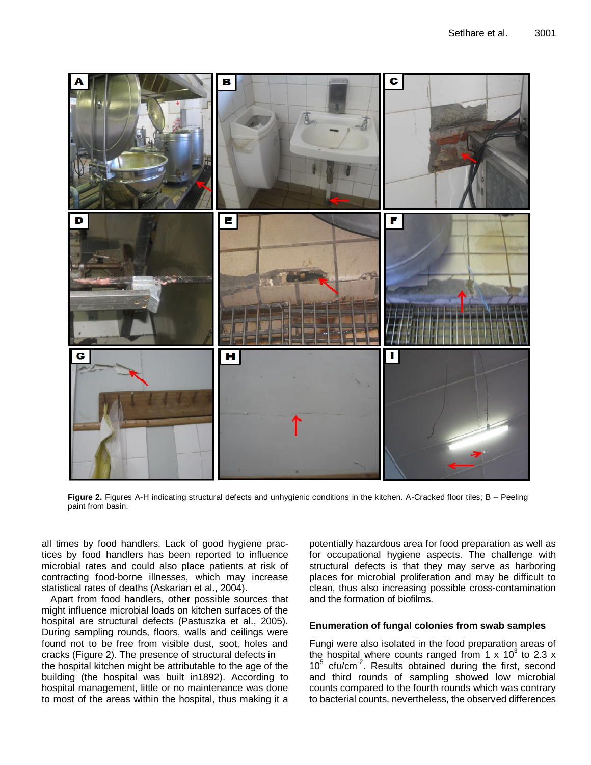Figure 2. Figures A-H indicating structural defects and unhygienic conditions in the kitchen. A-Cracked floor tiles; B – Peeling paint from basin.

all times by food handlers. Lack of good hygiene practices by food handlers has been reported to influence microbial rates and could also place patients at risk of contracting food-borne illnesses, which may increase statistical rates of deaths (Askarian et al., 2004).

Apart from food handlers, other possible sources that might influence microbial loads on kitchen surfaces of the hospital are structural defects (Pastuszka et al., 2005). During sampling rounds, floors, walls and ceilings were found not to be free from visible dust, soot, holes and cracks (Figure 2). The presence of structural defects in the hospital kitchen might be attributable to the age of the building (the hospital was built in1892). According to hospital management, little or no maintenance was done to most of the areas within the hospital, thus making it a potentially hazardous area for food preparation as well as for occupational hygiene aspects. The challenge with structural defects is that they may serve as harboring places for microbial proliferation and may be difficult to clean, thus also increasing possible cross-contamination and the formation of biofilms.

## Enumeration of fungal colonies from swab samples

Fungi were also isolated in the food preparation areas of the hospital where counts ranged from $1 \times 10^3$ to $2.3 \times 10^5$ cfu/cm$^{-2}$. Results obtained during the first, second and third rounds of sampling showed low microbial counts compared to the fourth rounds which was contrary to bacterial counts, nevertheless, the observed differences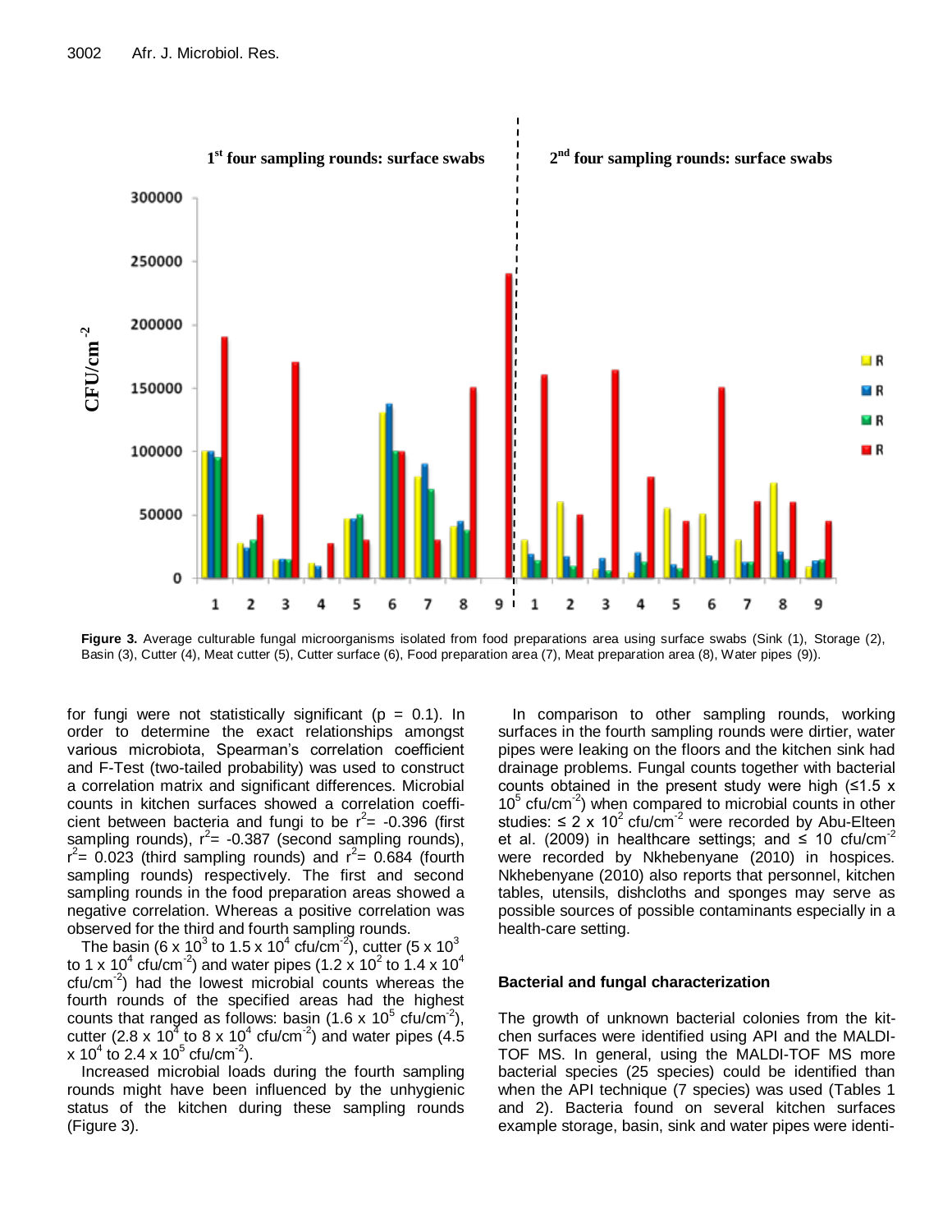Figure 3. Average culturable fungal microorganisms isolated from food preparations area using surface swabs (Sink (1), Storage (2), Basin (3), Cutter (4), Meat cutter (5), Cutter surface (6), Food preparation area (7), Meat preparation area (8), Water pipes (9)).

for fungi were not statistically significant ($p = 0.1$). In order to determine the exact relationships amongst various microbiota, Spearman's correlation coefficient and F-Test (two-tailed probability) was used to construct a correlation matrix and significant differences. Microbial counts in kitchen surfaces showed a correlation coefficient between bacteria and fungi to be $r^2 = -0.396$ (first sampling rounds), $r^2 = -0.387$ (second sampling rounds), $r^2 = 0.023$ (third sampling rounds) and $r^2 = 0.684$ (fourth sampling rounds) respectively. The first and second sampling rounds in the food preparation areas showed a negative correlation. Whereas a positive correlation was observed for the third and fourth sampling rounds.

The basin ($6 \times 10^3$ to $1.5 \times 10^4$ cfu/cm$^{-2}$), cutter ($5 \times 10^3$ to $1 \times 10^4$ cfu/cm$^{-2}$) and water pipes ($1.2 \times 10^2$ to $1.4 \times 10^4$ cfu/cm$^{-2}$) had the lowest microbial counts whereas the fourth rounds of the specified areas had the highest counts that ranged as follows: basin ($1.6 \times 10^5$ cfu/cm$^{-2}$), cutter ($2.8 \times 10^4$ to $8 \times 10^4$ cfu/cm$^{-2}$) and water pipes ($4.5 \times 10^4$ to $2.4 \times 10^5$ cfu/cm$^{-2}$).

Increased microbial loads during the fourth sampling rounds might have been influenced by the unhygienic status of the kitchen during these sampling rounds (Figure 3).

In comparison to other sampling rounds, working surfaces in the fourth sampling rounds were dirtier, water pipes were leaking on the floors and the kitchen sink had drainage problems. Fungal counts together with bacterial counts obtained in the present study were high ($\leq 1.5 \times 10^5$ cfu/cm$^{-2}$) when compared to microbial counts in other studies: $\leq 2 \times 10^2$ cfu/cm$^{-2}$ were recorded by Abu-Elteen et al. (2009) in healthcare settings; and $\leq 10$ cfu/cm$^{-2}$ were recorded by Nkhebenyane (2010) in hospices. Nkhebenyane (2010) also reports that personnel, kitchen tables, utensils, dishcloths and sponges may serve as possible sources of possible contaminants especially in a health-care setting.

### Bacterial and fungal characterization

The growth of unknown bacterial colonies from the kitchen surfaces were identified using API and the MALDI-TOF MS. In general, using the MALDI-TOF MS more bacterial species (25 species) could be identified than when the API technique (7 species) was used (Tables 1 and 2). Bacteria found on several kitchen surfaces example storage, basin, sink and water pipes were identi-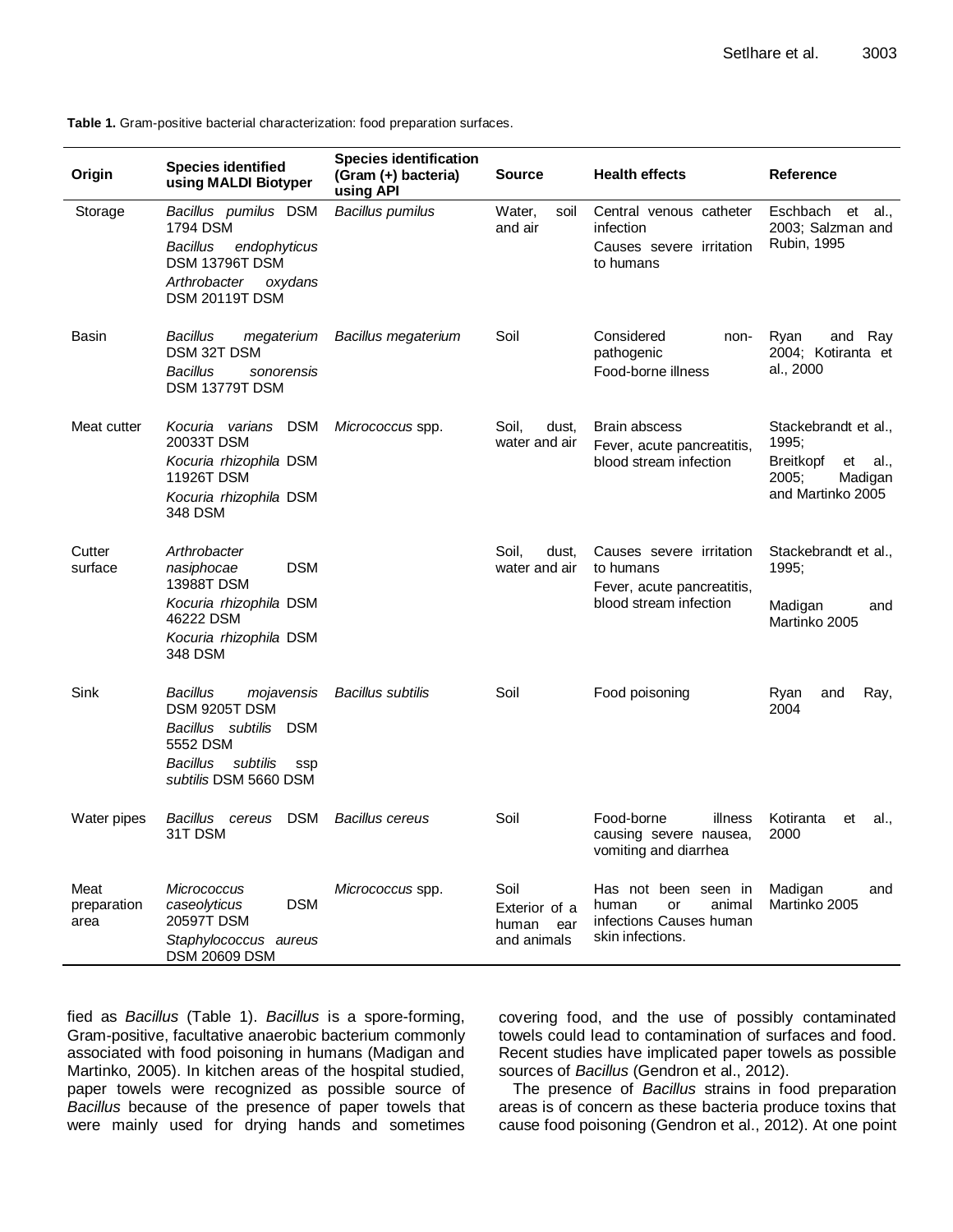**Table 1.** Gram-positive bacterial characterization: food preparation surfaces.

| Origin | Species identified using MALDI Biotyper | Species identification (Gram (+) bacteria) using API | Source | Health effects | Reference |
|---|---|---|---|---|---|
| Storage | *Bacillus pumilus* DSM 1794 DSM<br>*Bacillus endophyticus* DSM 13796T DSM<br>*Arthrobacter oxydans* DSM 20119T DSM | *Bacillus pumilus* | Water, soil and air | Central venous catheter infection<br>Causes severe irritation to humans | Eschbach et al., 2003; Salzman and Rubin, 1995 |
| Basin | *Bacillus megaterium* DSM 32T DSM<br>*Bacillus sonorensis* DSM 13779T DSM | *Bacillus megaterium* | Soil | Considered non-pathogenic<br>Food-borne illness | Ryan and Ray 2004; Kotiranta et al., 2000 |
| Meat cutter | *Kocuria varians* DSM 20033T DSM<br>*Kocuria rhizophila* DSM 11926T DSM<br>*Kocuria rhizophila* DSM 348 DSM | *Micrococcus* spp. | Soil, dust, water and air | Brain abscess<br>Fever, acute pancreatitis, blood stream infection | Stackebrandt et al., 1995;<br>Breitkopf et al., 2005; Madigan and Martinko 2005 |
| Cutter surface | *Arthrobacter nasiphocae* DSM 13988T DSM<br>*Kocuria rhizophila* DSM 46222 DSM<br>*Kocuria rhizophila* DSM 348 DSM | | Soil, dust, water and air | Causes severe irritation to humans<br>Fever, acute pancreatitis, blood stream infection | Stackebrandt et al., 1995;<br>Madigan and Martinko 2005 |
| Sink | *Bacillus mojavensis* DSM 9205T DSM<br>*Bacillus subtilis* DSM 5552 DSM<br>*Bacillus subtilis* ssp *subtilis* DSM 5660 DSM | *Bacillus subtilis* | Soil | Food poisoning | Ryan and Ray, 2004 |
| Water pipes | *Bacillus cereus* DSM 31T DSM | *Bacillus cereus* | Soil | Food-borne illness causing severe nausea, vomiting and diarrhea | Kotiranta et al., 2000 |
| Meat preparation area | *Micrococcus caseolyticus* DSM 20597T DSM<br>*Staphylococcus aureus* DSM 20609 DSM | *Micrococcus* spp. | Soil<br>Exterior of a human ear and animals | Has not been seen in human or animal infections Causes human skin infections. | Madigan and Martinko 2005 |

fied as *Bacillus* (Table 1). *Bacillus* is a spore-forming, Gram-positive, facultative anaerobic bacterium commonly associated with food poisoning in humans (Madigan and Martinko, 2005). In kitchen areas of the hospital studied, paper towels were recognized as possible source of *Bacillus* because of the presence of paper towels that were mainly used for drying hands and sometimes covering food, and the use of possibly contaminated towels could lead to contamination of surfaces and food. Recent studies have implicated paper towels as possible sources of *Bacillus* (Gendron et al., 2012).

The presence of *Bacillus* strains in food preparation areas is of concern as these bacteria produce toxins that cause food poisoning (Gendron et al., 2012). At one point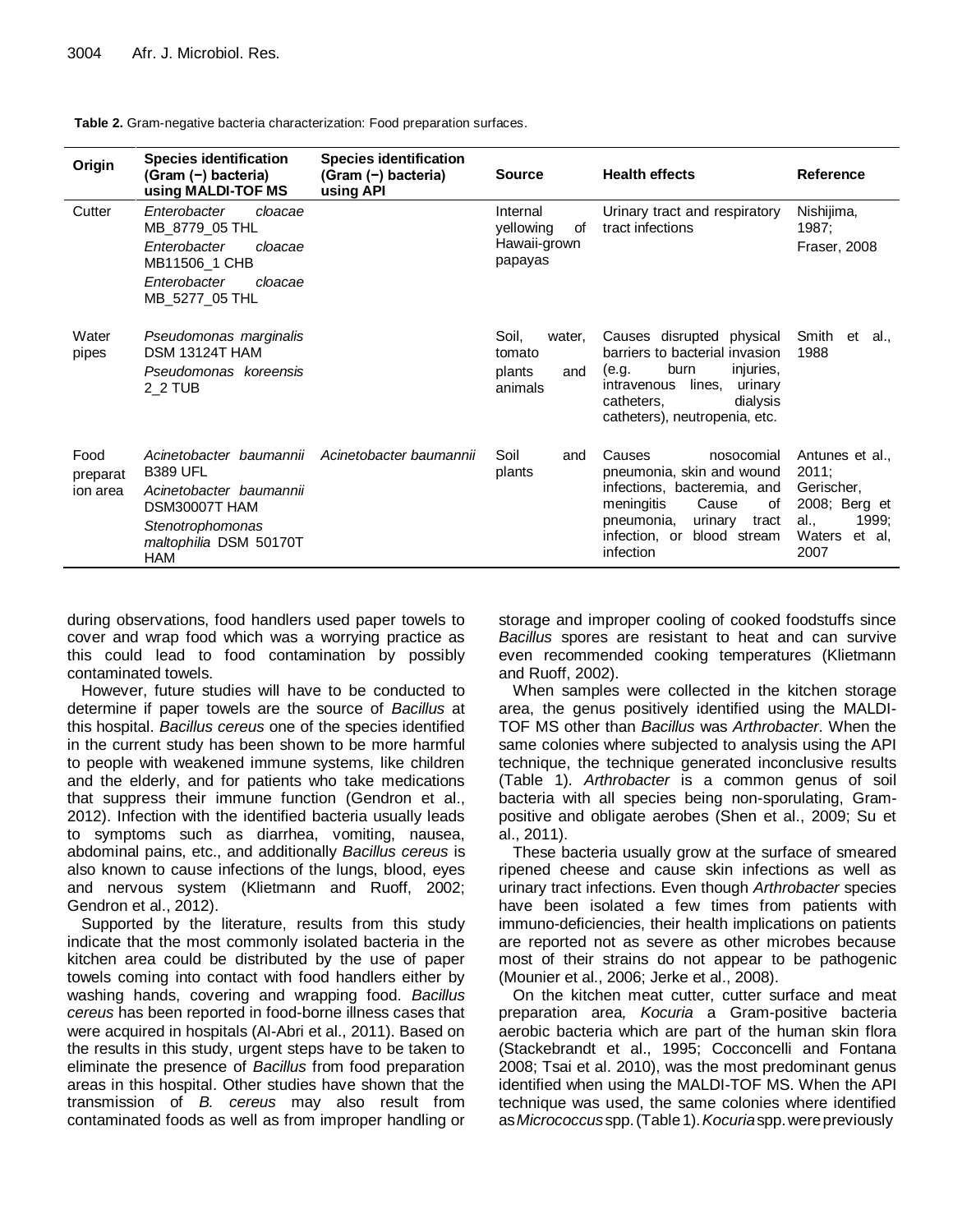**Table 2.** Gram-negative bacteria characterization: Food preparation surfaces.

| Origin | Species identification (Gram (−) bacteria) using MALDI-TOF MS | Species identification (Gram (−) bacteria) using API | Source | Health effects | Reference |
|---|---|---|---|---|---|
| Cutter | *Enterobacter cloacae* MB_8779_05 THL<br>*Enterobacter cloacae* MB11506_1 CHB<br>*Enterobacter cloacae* MB_5277_05 THL | | Internal yellowing of Hawaii-grown papayas | Urinary tract and respiratory tract infections | Nishijima, 1987; Fraser, 2008 |
| Water pipes | *Pseudomonas marginalis* DSM 13124T HAM<br>*Pseudomonas koreensis* 2_2 TUB | | Soil, water, tomato plants and animals | Causes disrupted physical barriers to bacterial invasion (e.g. burn injuries, intravenous lines, urinary catheters, dialysis catheters), neutropenia, etc. | Smith et al., 1988 |
| Food preparation area | *Acinetobacter baumannii* B389 UFL<br>*Acinetobacter baumannii* DSM30007T HAM<br>*Stenotrophomonas maltophilia* DSM 50170T HAM | *Acinetobacter baumannii* | Soil and plants | Causes nosocomial pneumonia, skin and wound infections, bacteremia, and meningitis Cause of pneumonia, urinary tract infection, or blood stream infection | Antunes et al., 2011; Gerischer, 2008; Berg et al., 1999; Waters et al, 2007 |

during observations, food handlers used paper towels to cover and wrap food which was a worrying practice as this could lead to food contamination by possibly contaminated towels.

However, future studies will have to be conducted to determine if paper towels are the source of *Bacillus* at this hospital. *Bacillus cereus* one of the species identified in the current study has been shown to be more harmful to people with weakened immune systems, like children and the elderly, and for patients who take medications that suppress their immune function (Gendron et al., 2012). Infection with the identified bacteria usually leads to symptoms such as diarrhea, vomiting, nausea, abdominal pains, etc., and additionally *Bacillus cereus* is also known to cause infections of the lungs, blood, eyes and nervous system (Klietmann and Ruoff, 2002; Gendron et al., 2012).

Supported by the literature, results from this study indicate that the most commonly isolated bacteria in the kitchen area could be distributed by the use of paper towels coming into contact with food handlers either by washing hands, covering and wrapping food. *Bacillus cereus* has been reported in food-borne illness cases that were acquired in hospitals (Al-Abri et al., 2011). Based on the results in this study, urgent steps have to be taken to eliminate the presence of *Bacillus* from food preparation areas in this hospital. Other studies have shown that the transmission of *B. cereus* may also result from contaminated foods as well as from improper handling or storage and improper cooling of cooked foodstuffs since *Bacillus* spores are resistant to heat and can survive even recommended cooking temperatures (Klietmann and Ruoff, 2002).

When samples were collected in the kitchen storage area, the genus positively identified using the MALDI-TOF MS other than *Bacillus* was *Arthrobacter*. When the same colonies where subjected to analysis using the API technique, the technique generated inconclusive results (Table 1). *Arthrobacter* is a common genus of soil bacteria with all species being non-sporulating, Gram-positive and obligate aerobes (Shen et al., 2009; Su et al., 2011).

These bacteria usually grow at the surface of smeared ripened cheese and cause skin infections as well as urinary tract infections. Even though *Arthrobacter* species have been isolated a few times from patients with immuno-deficiencies, their health implications on patients are reported not as severe as other microbes because most of their strains do not appear to be pathogenic (Mounier et al., 2006; Jerke et al., 2008).

On the kitchen meat cutter, cutter surface and meat preparation area*, Kocuria* a Gram-positive bacteria aerobic bacteria which are part of the human skin flora (Stackebrandt et al., 1995; Cocconcelli and Fontana 2008; Tsai et al. 2010), was the most predominant genus identified when using the MALDI-TOF MS. When the API technique was used, the same colonies where identified as *Micrococcus* spp. (Table 1). *Kocuria* spp. were previously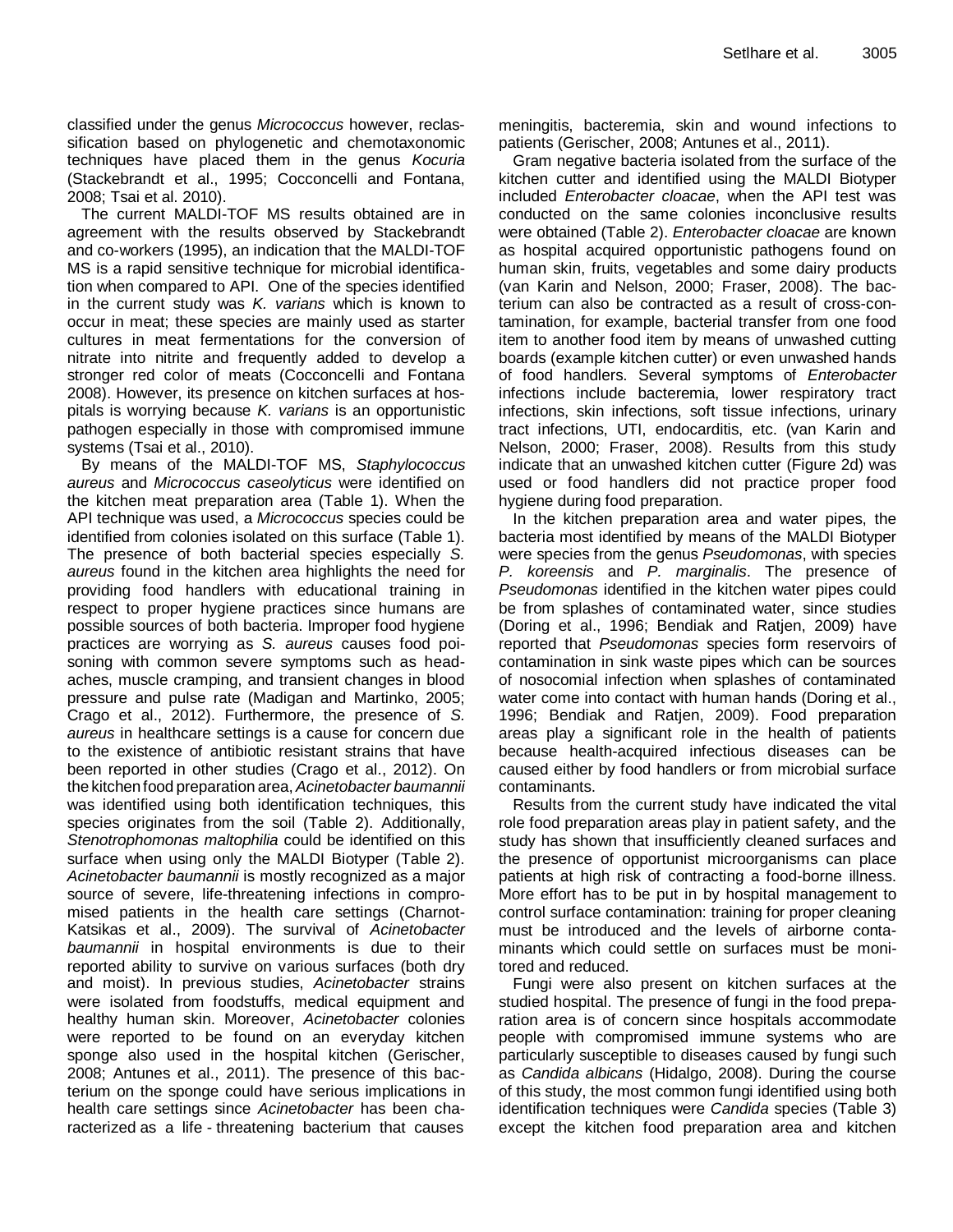classified under the genus *Micrococcus* however, reclassification based on phylogenetic and chemotaxonomic techniques have placed them in the genus *Kocuria* (Stackebrandt et al., 1995; Cocconcelli and Fontana, 2008; Tsai et al. 2010).

The current MALDI-TOF MS results obtained are in agreement with the results observed by Stackebrandt and co-workers (1995), an indication that the MALDI-TOF MS is a rapid sensitive technique for microbial identification when compared to API. One of the species identified in the current study was *K. varians* which is known to occur in meat; these species are mainly used as starter cultures in meat fermentations for the conversion of nitrate into nitrite and frequently added to develop a stronger red color of meats (Cocconcelli and Fontana 2008). However, its presence on kitchen surfaces at hospitals is worrying because *K. varians* is an opportunistic pathogen especially in those with compromised immune systems (Tsai et al., 2010).

By means of the MALDI-TOF MS, *Staphylococcus aureus* and *Micrococcus caseolyticus* were identified on the kitchen meat preparation area (Table 1). When the API technique was used, a *Micrococcus* species could be identified from colonies isolated on this surface (Table 1). The presence of both bacterial species especially *S. aureus* found in the kitchen area highlights the need for providing food handlers with educational training in respect to proper hygiene practices since humans are possible sources of both bacteria. Improper food hygiene practices are worrying as *S. aureus* causes food poisoning with common severe symptoms such as headaches, muscle cramping, and transient changes in blood pressure and pulse rate (Madigan and Martinko, 2005; Crago et al., 2012). Furthermore, the presence of *S. aureus* in healthcare settings is a cause for concern due to the existence of antibiotic resistant strains that have been reported in other studies (Crago et al., 2012). On the kitchen food preparation area, *Acinetobacter baumannii* was identified using both identification techniques, this species originates from the soil (Table 2). Additionally, *Stenotrophomonas maltophilia* could be identified on this surface when using only the MALDI Biotyper (Table 2). *Acinetobacter baumannii* is mostly recognized as a major source of severe, life-threatening infections in compromised patients in the health care settings (Charnot-Katsikas et al., 2009). The survival of *Acinetobacter baumannii* in hospital environments is due to their reported ability to survive on various surfaces (both dry and moist). In previous studies, *Acinetobacter* strains were isolated from foodstuffs, medical equipment and healthy human skin. Moreover, *Acinetobacter* colonies were reported to be found on an everyday kitchen sponge also used in the hospital kitchen (Gerischer, 2008; Antunes et al., 2011). The presence of this bacterium on the sponge could have serious implications in health care settings since *Acinetobacter* has been characterized as a life - threatening bacterium that causes meningitis, bacteremia, skin and wound infections to patients (Gerischer, 2008; Antunes et al., 2011).

Gram negative bacteria isolated from the surface of the kitchen cutter and identified using the MALDI Biotyper included *Enterobacter cloacae*, when the API test was conducted on the same colonies inconclusive results were obtained (Table 2). *Enterobacter cloacae* are known as hospital acquired opportunistic pathogens found on human skin, fruits, vegetables and some dairy products (van Karin and Nelson, 2000; Fraser, 2008). The bacterium can also be contracted as a result of cross-contamination, for example, bacterial transfer from one food item to another food item by means of unwashed cutting boards (example kitchen cutter) or even unwashed hands of food handlers. Several symptoms of *Enterobacter* infections include bacteremia, lower respiratory tract infections, skin infections, soft tissue infections, urinary tract infections, UTI, endocarditis, etc. (van Karin and Nelson, 2000; Fraser, 2008). Results from this study indicate that an unwashed kitchen cutter (Figure 2d) was used or food handlers did not practice proper food hygiene during food preparation.

In the kitchen preparation area and water pipes, the bacteria most identified by means of the MALDI Biotyper were species from the genus *Pseudomonas*, with species *P. koreensis* and *P. marginalis*. The presence of *Pseudomonas* identified in the kitchen water pipes could be from splashes of contaminated water, since studies (Doring et al., 1996; Bendiak and Ratjen, 2009) have reported that *Pseudomonas* species form reservoirs of contamination in sink waste pipes which can be sources of nosocomial infection when splashes of contaminated water come into contact with human hands (Doring et al., 1996; Bendiak and Ratjen, 2009). Food preparation areas play a significant role in the health of patients because health-acquired infectious diseases can be caused either by food handlers or from microbial surface contaminants.

Results from the current study have indicated the vital role food preparation areas play in patient safety, and the study has shown that insufficiently cleaned surfaces and the presence of opportunist microorganisms can place patients at high risk of contracting a food-borne illness. More effort has to be put in by hospital management to control surface contamination: training for proper cleaning must be introduced and the levels of airborne contaminants which could settle on surfaces must be monitored and reduced.

Fungi were also present on kitchen surfaces at the studied hospital. The presence of fungi in the food preparation area is of concern since hospitals accommodate people with compromised immune systems who are particularly susceptible to diseases caused by fungi such as *Candida albicans* (Hidalgo, 2008). During the course of this study, the most common fungi identified using both identification techniques were *Candida* species (Table 3) except the kitchen food preparation area and kitchen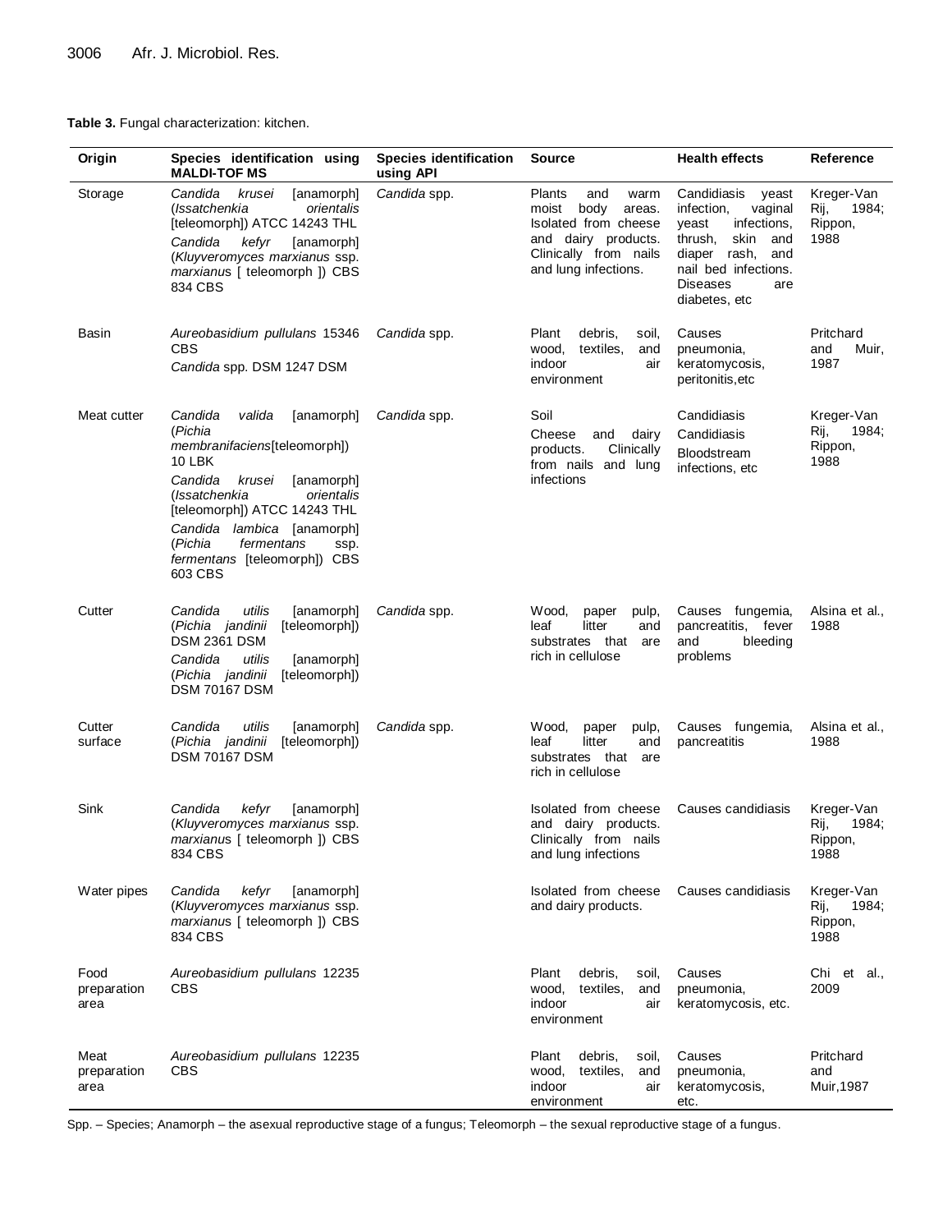**Table 3.** Fungal characterization: kitchen.

| Origin | Species identification using MALDI-TOF MS | Species identification using API | Source | Health effects | Reference |
|---|---|---|---|---|---|
| Storage | *Candida krusei* [anamorph] (*Issatchenkia orientalis* [teleomorph]) ATCC 14243 THL<br>*Candida kefyr* [anamorph] (*Kluyveromyces marxianus* ssp. *marxianus* [ teleomorph ]) CBS 834 CBS | *Candida* spp. | Plants and warm moist body areas. Isolated from cheese and dairy products. Clinically from nails and lung infections. | Candidiasis yeast infection, vaginal yeast infections, thrush, skin and diaper rash, and nail bed infections. Diseases are diabetes, etc | Kreger-Van Rij, 1984; Rippon, 1988 |
| Basin | *Aureobasidium pullulans* 15346 CBS<br>*Candida* spp. DSM 1247 DSM | *Candida* spp. | Plant debris, soil, wood, textiles, and indoor air environment | Causes pneumonia, keratomycosis, peritonitis,etc | Pritchard and Muir, 1987 |
| Meat cutter | *Candida valida* [anamorph] (*Pichia membranifaciens*[teleomorph]) 10 LBK<br>*Candida krusei* [anamorph] (*Issatchenkia orientalis* [teleomorph]) ATCC 14243 THL<br>*Candida lambica* [anamorph] (*Pichia fermentans* ssp. *fermentans* [teleomorph]) CBS 603 CBS | *Candida* spp. | Soil<br>Cheese and dairy products. Clinically from nails and lung infections | Candidiasis<br>Candidiasis<br>Bloodstream infections, etc | Kreger-Van Rij, 1984; Rippon, 1988 |
| Cutter | *Candida utilis* [anamorph] (*Pichia jandinii* [teleomorph]) DSM 2361 DSM<br>*Candida utilis* [anamorph] (*Pichia jandinii* [teleomorph]) DSM 70167 DSM | *Candida* spp. | Wood, paper pulp, leaf litter and substrates that are rich in cellulose | Causes fungemia, pancreatitis, fever and bleeding problems | Alsina et al., 1988 |
| Cutter surface | *Candida utilis* [anamorph] (*Pichia jandinii* [teleomorph]) DSM 70167 DSM | *Candida* spp. | Wood, paper pulp, leaf litter and substrates that are rich in cellulose | Causes fungemia, pancreatitis | Alsina et al., 1988 |
| Sink | *Candida kefyr* [anamorph] (*Kluyveromyces marxianus* ssp. *marxianus* [ teleomorph ]) CBS 834 CBS | | Isolated from cheese and dairy products. Clinically from nails and lung infections | Causes candidiasis | Kreger-Van Rij, 1984; Rippon, 1988 |
| Water pipes | *Candida kefyr* [anamorph] (*Kluyveromyces marxianus* ssp. *marxianus* [ teleomorph ]) CBS 834 CBS | | Isolated from cheese and dairy products. | Causes candidiasis | Kreger-Van Rij, 1984; Rippon, 1988 |
| Food preparation area | *Aureobasidium pullulans* 12235 CBS | | Plant debris, soil, wood, textiles, and indoor air environment | Causes pneumonia, keratomycosis, etc. | Chi et al., 2009 |
| Meat preparation area | *Aureobasidium pullulans* 12235 CBS | | Plant debris, soil, wood, textiles, and indoor air environment | Causes pneumonia, keratomycosis, etc. | Pritchard and Muir,1987 |

Spp. – Species; Anamorph – the asexual reproductive stage of a fungus; Teleomorph – the sexual reproductive stage of a fungus.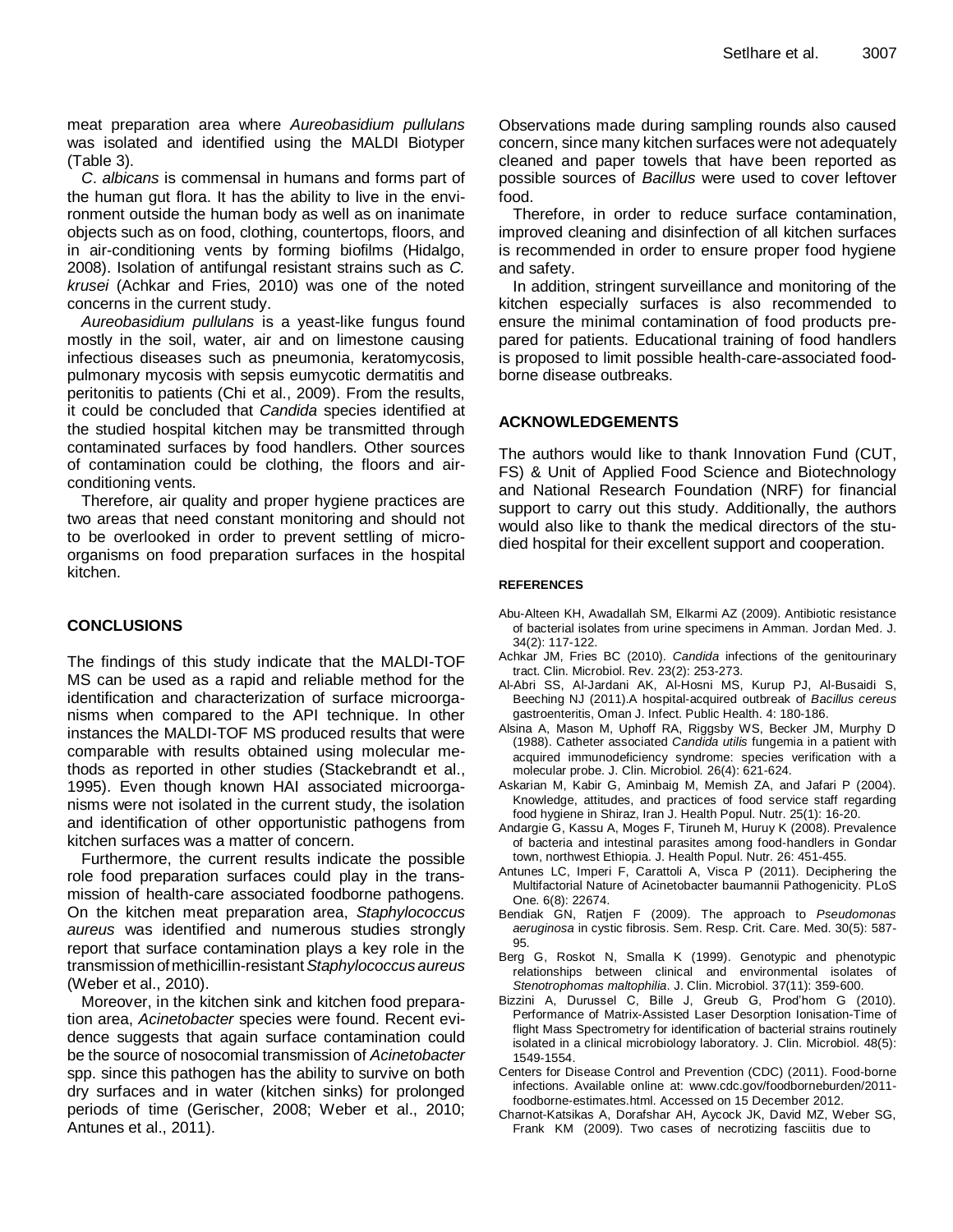meat preparation area where *Aureobasidium pullulans* was isolated and identified using the MALDI Biotyper (Table 3).

*C. albicans* is commensal in humans and forms part of the human gut flora. It has the ability to live in the environment outside the human body as well as on inanimate objects such as on food, clothing, countertops, floors, and in air-conditioning vents by forming biofilms (Hidalgo, 2008). Isolation of antifungal resistant strains such as *C. krusei* (Achkar and Fries, 2010) was one of the noted concerns in the current study.

*Aureobasidium pullulans* is a yeast-like fungus found mostly in the soil, water, air and on limestone causing infectious diseases such as pneumonia, keratomycosis, pulmonary mycosis with sepsis eumycotic dermatitis and peritonitis to patients (Chi et al., 2009). From the results, it could be concluded that *Candida* species identified at the studied hospital kitchen may be transmitted through contaminated surfaces by food handlers. Other sources of contamination could be clothing, the floors and air-conditioning vents.

Therefore, air quality and proper hygiene practices are two areas that need constant monitoring and should not to be overlooked in order to prevent settling of micro-organisms on food preparation surfaces in the hospital kitchen.

## CONCLUSIONS

The findings of this study indicate that the MALDI-TOF MS can be used as a rapid and reliable method for the identification and characterization of surface microorganisms when compared to the API technique. In other instances the MALDI-TOF MS produced results that were comparable with results obtained using molecular methods as reported in other studies (Stackebrandt et al., 1995). Even though known HAI associated microorganisms were not isolated in the current study, the isolation and identification of other opportunistic pathogens from kitchen surfaces was a matter of concern.

Furthermore, the current results indicate the possible role food preparation surfaces could play in the transmission of health-care associated foodborne pathogens. On the kitchen meat preparation area, *Staphylococcus aureus* was identified and numerous studies strongly report that surface contamination plays a key role in the transmission of methicillin-resistant *Staphylococcus aureus* (Weber et al., 2010).

Moreover, in the kitchen sink and kitchen food preparation area, *Acinetobacter* species were found. Recent evidence suggests that again surface contamination could be the source of nosocomial transmission of *Acinetobacter* spp. since this pathogen has the ability to survive on both dry surfaces and in water (kitchen sinks) for prolonged periods of time (Gerischer, 2008; Weber et al., 2010; Antunes et al., 2011).

Observations made during sampling rounds also caused concern, since many kitchen surfaces were not adequately cleaned and paper towels that have been reported as possible sources of *Bacillus* were used to cover leftover food.

Therefore, in order to reduce surface contamination, improved cleaning and disinfection of all kitchen surfaces is recommended in order to ensure proper food hygiene and safety.

In addition, stringent surveillance and monitoring of the kitchen especially surfaces is also recommended to ensure the minimal contamination of food products prepared for patients. Educational training of food handlers is proposed to limit possible health-care-associated foodborne disease outbreaks.

## ACKNOWLEDGEMENTS

The authors would like to thank Innovation Fund (CUT, FS) & Unit of Applied Food Science and Biotechnology and National Research Foundation (NRF) for financial support to carry out this study. Additionally, the authors would also like to thank the medical directors of the studied hospital for their excellent support and cooperation.

## REFERENCES

Abu-Alteen KH, Awadallah SM, Elkarmi AZ (2009). Antibiotic resistance of bacterial isolates from urine specimens in Amman. Jordan Med. J. 34(2): 117-122.

Achkar JM, Fries BC (2010). *Candida* infections of the genitourinary tract. Clin. Microbiol. Rev. 23(2): 253-273.

Al-Abri SS, Al-Jardani AK, Al-Hosni MS, Kurup PJ, Al-Busaidi S, Beeching NJ (2011).A hospital-acquired outbreak of *Bacillus cereus* gastroenteritis, Oman J. Infect. Public Health. 4: 180-186.

Alsina A, Mason M, Uphoff RA, Riggsby WS, Becker JM, Murphy D (1988). Catheter associated *Candida utilis* fungemia in a patient with acquired immunodeficiency syndrome: species verification with a molecular probe. J. Clin. Microbiol. 26(4): 621-624.

Askarian M, Kabir G, Aminbaig M, Memish ZA, and Jafari P (2004). Knowledge, attitudes, and practices of food service staff regarding food hygiene in Shiraz, Iran J. Health Popul. Nutr. 25(1): 16-20.

Andargie G, Kassu A, Moges F, Tiruneh M, Huruy K (2008). Prevalence of bacteria and intestinal parasites among food-handlers in Gondar town, northwest Ethiopia. J. Health Popul. Nutr. 26: 451-455.

Antunes LC, Imperi F, Carattoli A, Visca P (2011). Deciphering the Multifactorial Nature of Acinetobacter baumannii Pathogenicity. PLoS One. 6(8): 22674.

Bendiak GN, Ratjen F (2009). The approach to *Pseudomonas aeruginosa* in cystic fibrosis. Sem. Resp. Crit. Care. Med. 30(5): 587-95.

Berg G, Roskot N, Smalla K (1999). Genotypic and phenotypic relationships between clinical and environmental isolates of *Stenotrophomas maltophilia*. J. Clin. Microbiol. 37(11): 359-600.

Bizzini A, Durussel C, Bille J, Greub G, Prod'hom G (2010). Performance of Matrix-Assisted Laser Desorption Ionisation-Time of flight Mass Spectrometry for identification of bacterial strains routinely isolated in a clinical microbiology laboratory. J. Clin. Microbiol. 48(5): 1549-1554.

Centers for Disease Control and Prevention (CDC) (2011). Food-borne infections. Available online at: www.cdc.gov/foodborneburden/2011-foodborne-estimates.html. Accessed on 15 December 2012.

Charnot-Katsikas A, Dorafshar AH, Aycock JK, David MZ, Weber SG, Frank KM (2009). Two cases of necrotizing fasciitis due to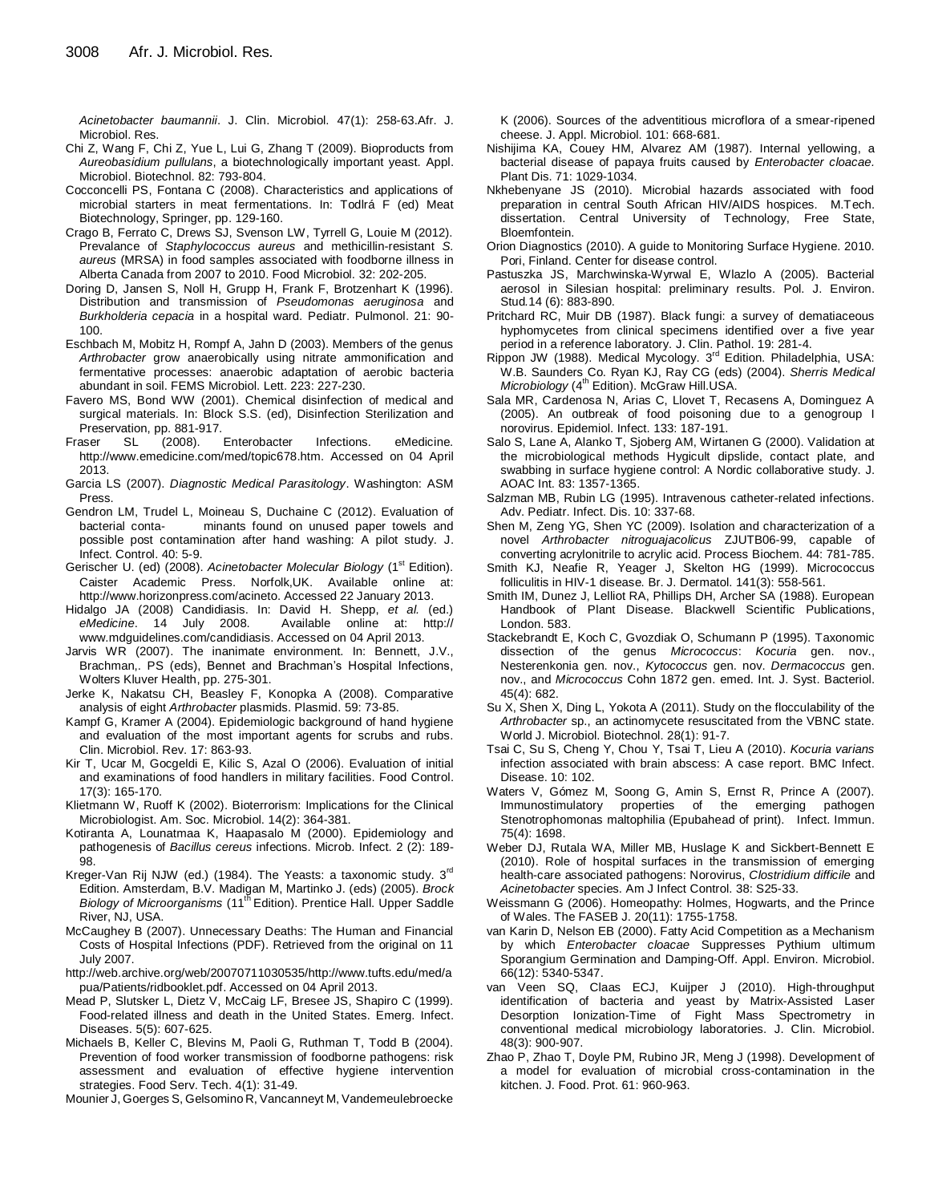*Acinetobacter baumannii*. J. Clin. Microbiol. 47(1): 258-63.Afr. J. Microbiol. Res.

Chi Z, Wang F, Chi Z, Yue L, Lui G, Zhang T (2009). Bioproducts from *Aureobasidium pullulans*, a biotechnologically important yeast. Appl. Microbiol. Biotechnol. 82: 793-804.

Cocconcelli PS, Fontana C (2008). Characteristics and applications of microbial starters in meat fermentations. In: Todlrá F (ed) Meat Biotechnology, Springer, pp. 129-160.

Crago B, Ferrato C, Drews SJ, Svenson LW, Tyrrell G, Louie M (2012). Prevalance of *Staphylococcus aureus* and methicillin-resistant *S. aureus* (MRSA) in food samples associated with foodborne illness in Alberta Canada from 2007 to 2010. Food Microbiol. 32: 202-205.

Doring D, Jansen S, Noll H, Grupp H, Frank F, Brotzenhart K (1996). Distribution and transmission of *Pseudomonas aeruginosa* and *Burkholderia cepacia* in a hospital ward. Pediatr. Pulmonol. 21: 90-100.

Eschbach M, Mobitz H, Rompf A, Jahn D (2003). Members of the genus *Arthrobacter* grow anaerobically using nitrate ammonification and fermentative processes: anaerobic adaptation of aerobic bacteria abundant in soil. FEMS Microbiol. Lett. 223: 227-230.

Favero MS, Bond WW (2001). Chemical disinfection of medical and surgical materials. In: Block S.S. (ed), Disinfection Sterilization and Preservation, pp. 881-917.

Fraser SL (2008). Enterobacter Infections. eMedicine. http://www.emedicine.com/med/topic678.htm. Accessed on 04 April 2013.

Garcia LS (2007). *Diagnostic Medical Parasitology*. Washington: ASM Press.

Gendron LM, Trudel L, Moineau S, Duchaine C (2012). Evaluation of bacterial conta- minants found on unused paper towels and possible post contamination after hand washing: A pilot study. J. Infect. Control. 40: 5-9.

Gerischer U. (ed) (2008). *Acinetobacter Molecular Biology* (1st Edition). Caister Academic Press. Norfolk,UK. Available online at: http://www.horizonpress.com/acineto. Accessed 22 January 2013.

Hidalgo JA (2008) Candidiasis. In: David H. Shepp, *et al.* (ed.) *eMedicine*. 14 July 2008. Available online at: http:// www.mdguidelines.com/candidiasis. Accessed on 04 April 2013.

Jarvis WR (2007). The inanimate environment. In: Bennett, J.V., Brachman,. PS (eds), Bennet and Brachman's Hospital Infections, Wolters Kluver Health, pp. 275-301.

Jerke K, Nakatsu CH, Beasley F, Konopka A (2008). Comparative analysis of eight *Arthrobacter* plasmids. Plasmid. 59: 73-85.

Kampf G, Kramer A (2004). Epidemiologic background of hand hygiene and evaluation of the most important agents for scrubs and rubs. Clin. Microbiol. Rev. 17: 863-93.

Kir T, Ucar M, Gocgeldi E, Kilic S, Azal O (2006). Evaluation of initial and examinations of food handlers in military facilities. Food Control. 17(3): 165-170.

Klietmann W, Ruoff K (2002). Bioterrorism: Implications for the Clinical Microbiologist. Am. Soc. Microbiol. 14(2): 364-381.

Kotiranta A, Lounatmaa K, Haapasalo M (2000). Epidemiology and pathogenesis of *Bacillus cereus* infections. Microb. Infect. 2 (2): 189-98.

Kreger-Van Rij NJW (ed.) (1984). The Yeasts: a taxonomic study. 3rd Edition. Amsterdam, B.V. Madigan M, Martinko J. (eds) (2005). *Brock Biology of Microorganisms* (11th Edition). Prentice Hall. Upper Saddle River, NJ, USA.

McCaughey B (2007). Unnecessary Deaths: The Human and Financial Costs of Hospital Infections (PDF). Retrieved from the original on 11 July 2007.

http://web.archive.org/web/20070711030535/http://www.tufts.edu/med/apua/Patients/ridbooklet.pdf. Accessed on 04 April 2013.

Mead P, Slutsker L, Dietz V, McCaig LF, Bresee JS, Shapiro C (1999). Food-related illness and death in the United States. Emerg. Infect. Diseases. 5(5): 607-625.

Michaels B, Keller C, Blevins M, Paoli G, Ruthman T, Todd B (2004). Prevention of food worker transmission of foodborne pathogens: risk assessment and evaluation of effective hygiene intervention strategies. Food Serv. Tech. 4(1): 31-49.

Mounier J, Goerges S, Gelsomino R, Vancanneyt M, Vandemeulebroecke K (2006). Sources of the adventitious microflora of a smear-ripened cheese. J. Appl. Microbiol. 101: 668-681.

Nishijima KA, Couey HM, Alvarez AM (1987). Internal yellowing, a bacterial disease of papaya fruits caused by *Enterobacter cloacae*. Plant Dis. 71: 1029-1034.

Nkhebenyane JS (2010). Microbial hazards associated with food preparation in central South African HIV/AIDS hospices. M.Tech. dissertation. Central University of Technology, Free State, Bloemfontein.

Orion Diagnostics (2010). A guide to Monitoring Surface Hygiene. 2010. Pori, Finland. Center for disease control.

Pastuszka JS, Marchwinska-Wyrwal E, Wlazlo A (2005). Bacterial aerosol in Silesian hospital: preliminary results. Pol. J. Environ. Stud.14 (6): 883-890.

Pritchard RC, Muir DB (1987). Black fungi: a survey of dematiaceous hyphomycetes from clinical specimens identified over a five year period in a reference laboratory. J. Clin. Pathol. 19: 281-4.

Rippon JW (1988). Medical Mycology. 3rd Edition. Philadelphia, USA: W.B. Saunders Co. Ryan KJ, Ray CG (eds) (2004). *Sherris Medical Microbiology* (4th Edition). McGraw Hill.USA.

Sala MR, Cardenosa N, Arias C, Llovet T, Recasens A, Dominguez A (2005). An outbreak of food poisoning due to a genogroup I norovirus. Epidemiol. Infect. 133: 187-191.

Salo S, Lane A, Alanko T, Sjoberg AM, Wirtanen G (2000). Validation at the microbiological methods Hygicult dipslide, contact plate, and swabbing in surface hygiene control: A Nordic collaborative study. J. AOAC Int. 83: 1357-1365.

Salzman MB, Rubin LG (1995). Intravenous catheter-related infections. Adv. Pediatr. Infect. Dis. 10: 337-68.

Shen M, Zeng YG, Shen YC (2009). Isolation and characterization of a novel *Arthrobacter nitroguajacolicus* ZJUTB06-99, capable of converting acrylonitrile to acrylic acid. Process Biochem. 44: 781-785.

Smith KJ, Neafie R, Yeager J, Skelton HG (1999). Micrococcus folliculitis in HIV-1 disease. Br. J. Dermatol. 141(3): 558-561.

Smith IM, Dunez J, Lelliot RA, Phillips DH, Archer SA (1988). European Handbook of Plant Disease. Blackwell Scientific Publications, London. 583.

Stackebrandt E, Koch C, Gvozdiak O, Schumann P (1995). Taxonomic dissection of the genus *Micrococcus*: *Kocuria* gen. nov., Nesterenkonia gen. nov., *Kytococcus* gen. nov. *Dermacoccus* gen. nov., and *Micrococcus* Cohn 1872 gen. emed. Int. J. Syst. Bacteriol. 45(4): 682.

Su X, Shen X, Ding L, Yokota A (2011). Study on the flocculability of the *Arthrobacter* sp., an actinomycete resuscitated from the VBNC state. World J. Microbiol. Biotechnol. 28(1): 91-7.

Tsai C, Su S, Cheng Y, Chou Y, Tsai T, Lieu A (2010). *Kocuria varians* infection associated with brain abscess: A case report. BMC Infect. Disease. 10: 102.

Waters V, Gómez M, Soong G, Amin S, Ernst R, Prince A (2007). Immunostimulatory properties of the emerging pathogen Stenotrophomonas maltophilia (Epubahead of print). Infect. Immun. 75(4): 1698.

Weber DJ, Rutala WA, Miller MB, Huslage K and Sickbert-Bennett E (2010). Role of hospital surfaces in the transmission of emerging health-care associated pathogens: Norovirus, *Clostridium difficile* and *Acinetobacter* species. Am J Infect Control. 38: S25-33.

Weissmann G (2006). Homeopathy: Holmes, Hogwarts, and the Prince of Wales. The FASEB J. 20(11): 1755-1758.

van Karin D, Nelson EB (2000). Fatty Acid Competition as a Mechanism by which *Enterobacter cloacae* Suppresses Pythium ultimum Sporangium Germination and Damping-Off. Appl. Environ. Microbiol. 66(12): 5340-5347.

van Veen SQ, Claas ECJ, Kuijper J (2010). High-throughput identification of bacteria and yeast by Matrix-Assisted Laser Desorption Ionization-Time of Fight Mass Spectrometry in conventional medical microbiology laboratories. J. Clin. Microbiol. 48(3): 900-907.

Zhao P, Zhao T, Doyle PM, Rubino JR, Meng J (1998). Development of a model for evaluation of microbial cross-contamination in the kitchen. J. Food. Prot. 61: 960-963.